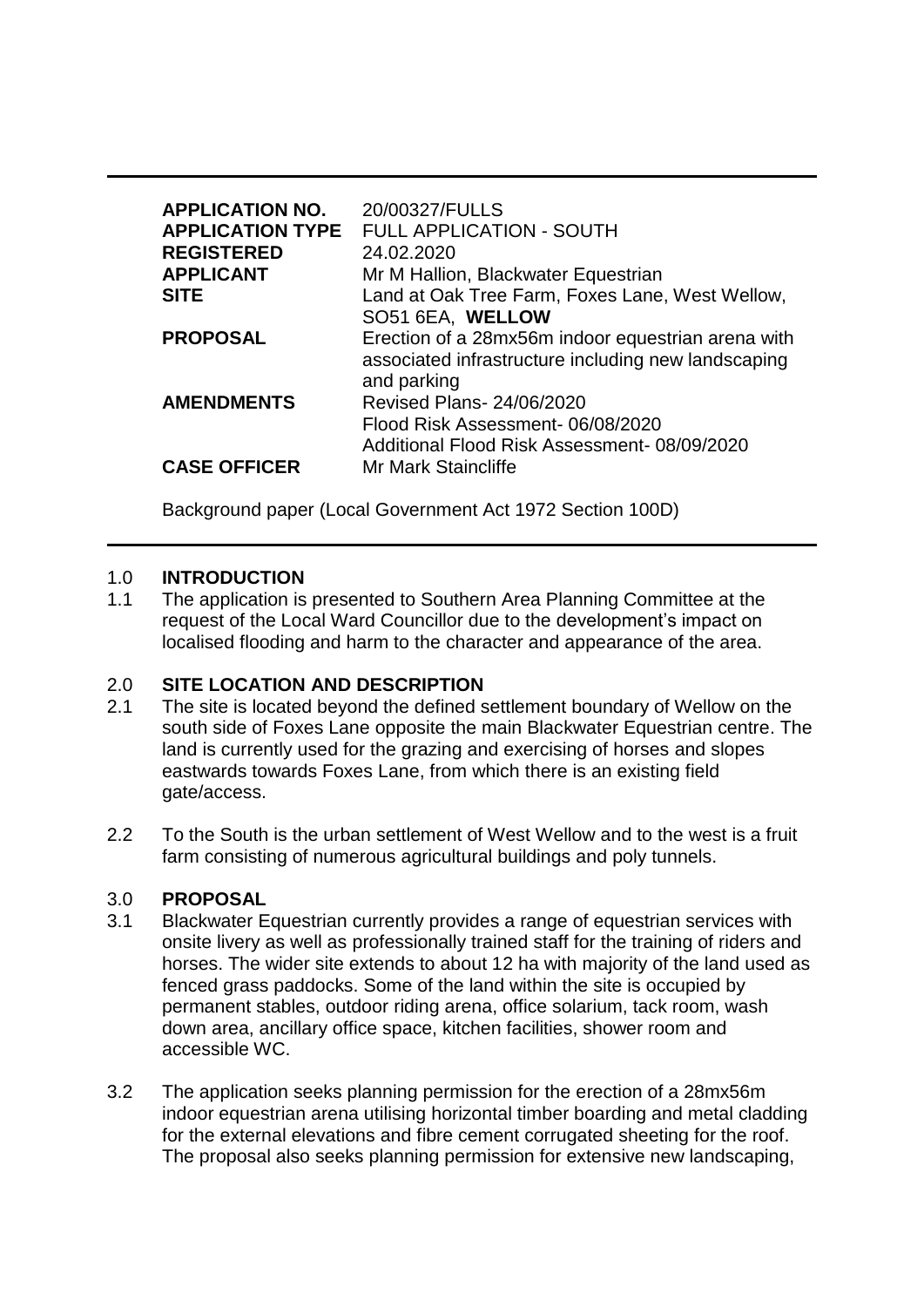| | |
|---|---|
| **APPLICATION NO.** | 20/00327/FULLS |
| **APPLICATION TYPE** | FULL APPLICATION - SOUTH |
| **REGISTERED** | 24.02.2020 |
| **APPLICANT** | Mr M Hallion, Blackwater Equestrian |
| **SITE** | Land at Oak Tree Farm, Foxes Lane, West Wellow, SO51 6EA, **WELLOW** |
| **PROPOSAL** | Erection of a 28mx56m indoor equestrian arena with associated infrastructure including new landscaping and parking |
| **AMENDMENTS** | Revised Plans- 24/06/2020<br>Flood Risk Assessment- 06/08/2020<br>Additional Flood Risk Assessment- 08/09/2020 |
| **CASE OFFICER** | Mr Mark Staincliffe |

Background paper (Local Government Act 1972 Section 100D)

## 1.0 INTRODUCTION

1.1 The application is presented to Southern Area Planning Committee at the request of the Local Ward Councillor due to the development's impact on localised flooding and harm to the character and appearance of the area.

## 2.0 SITE LOCATION AND DESCRIPTION

2.1 The site is located beyond the defined settlement boundary of Wellow on the south side of Foxes Lane opposite the main Blackwater Equestrian centre. The land is currently used for the grazing and exercising of horses and slopes eastwards towards Foxes Lane, from which there is an existing field gate/access.

2.2 To the South is the urban settlement of West Wellow and to the west is a fruit farm consisting of numerous agricultural buildings and poly tunnels.

## 3.0 PROPOSAL

3.1 Blackwater Equestrian currently provides a range of equestrian services with onsite livery as well as professionally trained staff for the training of riders and horses. The wider site extends to about 12 ha with majority of the land used as fenced grass paddocks. Some of the land within the site is occupied by permanent stables, outdoor riding arena, office solarium, tack room, wash down area, ancillary office space, kitchen facilities, shower room and accessible WC.

3.2 The application seeks planning permission for the erection of a 28mx56m indoor equestrian arena utilising horizontal timber boarding and metal cladding for the external elevations and fibre cement corrugated sheeting for the roof. The proposal also seeks planning permission for extensive new landscaping,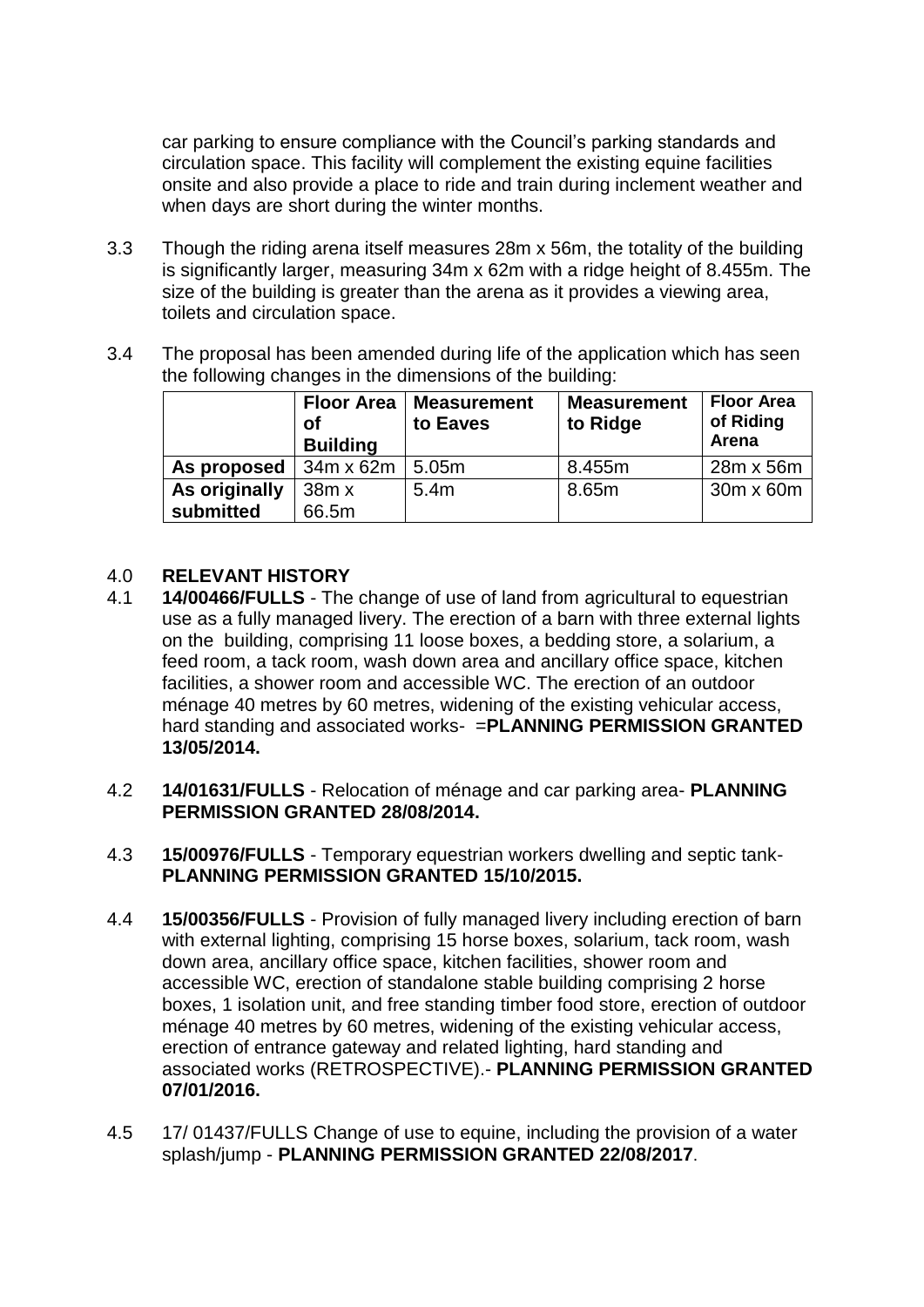car parking to ensure compliance with the Council's parking standards and circulation space. This facility will complement the existing equine facilities onsite and also provide a place to ride and train during inclement weather and when days are short during the winter months.

3.3 Though the riding arena itself measures 28m x 56m, the totality of the building is significantly larger, measuring 34m x 62m with a ridge height of 8.455m. The size of the building is greater than the arena as it provides a viewing area, toilets and circulation space.

3.4 The proposal has been amended during life of the application which has seen the following changes in the dimensions of the building:

| | Floor Area of Building | Measurement to Eaves | Measurement to Ridge | Floor Area of Riding Arena |
|---|---|---|---|---|
| **As proposed** | 34m x 62m | 5.05m | 8.455m | 28m x 56m |
| **As originally submitted** | 38m x 66.5m | 5.4m | 8.65m | 30m x 60m |

## 4.0 RELEVANT HISTORY

4.1 **14/00466/FULLS** - The change of use of land from agricultural to equestrian use as a fully managed livery. The erection of a barn with three external lights on the building, comprising 11 loose boxes, a bedding store, a solarium, a feed room, a tack room, wash down area and ancillary office space, kitchen facilities, a shower room and accessible WC. The erection of an outdoor ménage 40 metres by 60 metres, widening of the existing vehicular access, hard standing and associated works- =**PLANNING PERMISSION GRANTED 13/05/2014.**

4.2 **14/01631/FULLS** - Relocation of ménage and car parking area- **PLANNING PERMISSION GRANTED 28/08/2014.**

4.3 **15/00976/FULLS** - Temporary equestrian workers dwelling and septic tank- **PLANNING PERMISSION GRANTED 15/10/2015.**

4.4 **15/00356/FULLS** - Provision of fully managed livery including erection of barn with external lighting, comprising 15 horse boxes, solarium, tack room, wash down area, ancillary office space, kitchen facilities, shower room and accessible WC, erection of standalone stable building comprising 2 horse boxes, 1 isolation unit, and free standing timber food store, erection of outdoor ménage 40 metres by 60 metres, widening of the existing vehicular access, erection of entrance gateway and related lighting, hard standing and associated works (RETROSPECTIVE).- **PLANNING PERMISSION GRANTED 07/01/2016.**

4.5 17/ 01437/FULLS Change of use to equine, including the provision of a water splash/jump - **PLANNING PERMISSION GRANTED 22/08/2017**.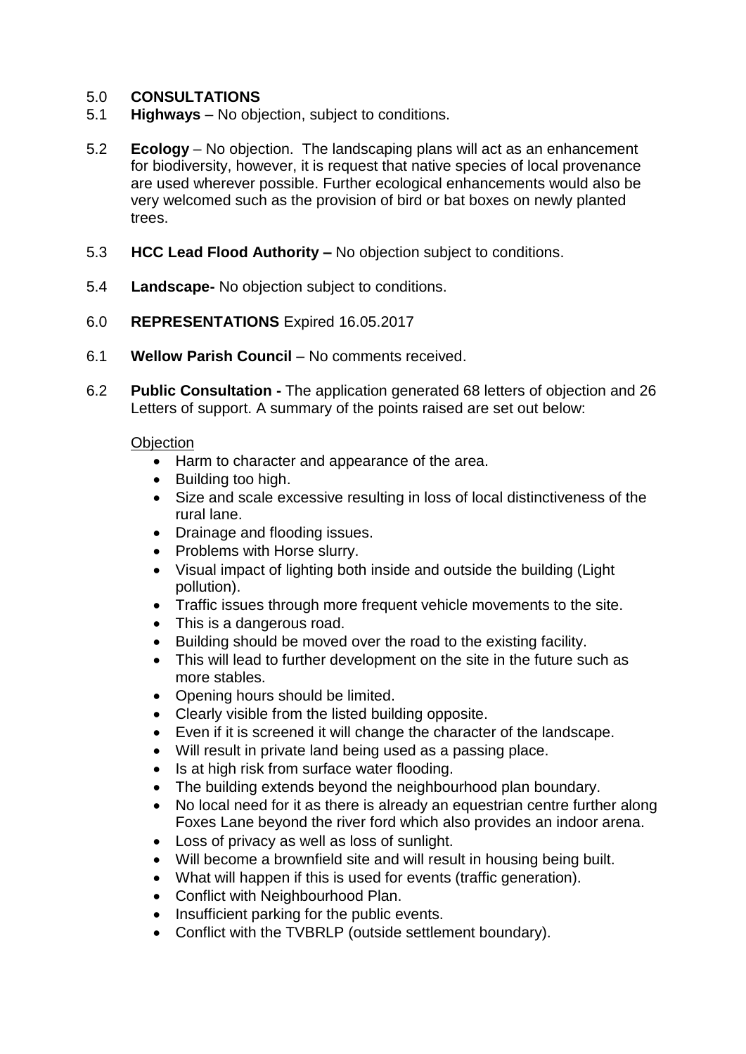5.0 **CONSULTATIONS**

5.1 **Highways** – No objection, subject to conditions.

5.2 **Ecology** – No objection. The landscaping plans will act as an enhancement for biodiversity, however, it is request that native species of local provenance are used wherever possible. Further ecological enhancements would also be very welcomed such as the provision of bird or bat boxes on newly planted trees.

5.3 **HCC Lead Flood Authority –** No objection subject to conditions.

5.4 **Landscape-** No objection subject to conditions.

6.0 **REPRESENTATIONS** Expired 16.05.2017

6.1 **Wellow Parish Council** – No comments received.

6.2 **Public Consultation -** The application generated 68 letters of objection and 26 Letters of support. A summary of the points raised are set out below:

Objection

- Harm to character and appearance of the area.
- Building too high.
- Size and scale excessive resulting in loss of local distinctiveness of the rural lane.
- Drainage and flooding issues.
- Problems with Horse slurry.
- Visual impact of lighting both inside and outside the building (Light pollution).
- Traffic issues through more frequent vehicle movements to the site.
- This is a dangerous road.
- Building should be moved over the road to the existing facility.
- This will lead to further development on the site in the future such as more stables.
- Opening hours should be limited.
- Clearly visible from the listed building opposite.
- Even if it is screened it will change the character of the landscape.
- Will result in private land being used as a passing place.
- Is at high risk from surface water flooding.
- The building extends beyond the neighbourhood plan boundary.
- No local need for it as there is already an equestrian centre further along Foxes Lane beyond the river ford which also provides an indoor arena.
- Loss of privacy as well as loss of sunlight.
- Will become a brownfield site and will result in housing being built.
- What will happen if this is used for events (traffic generation).
- Conflict with Neighbourhood Plan.
- Insufficient parking for the public events.
- Conflict with the TVBRLP (outside settlement boundary).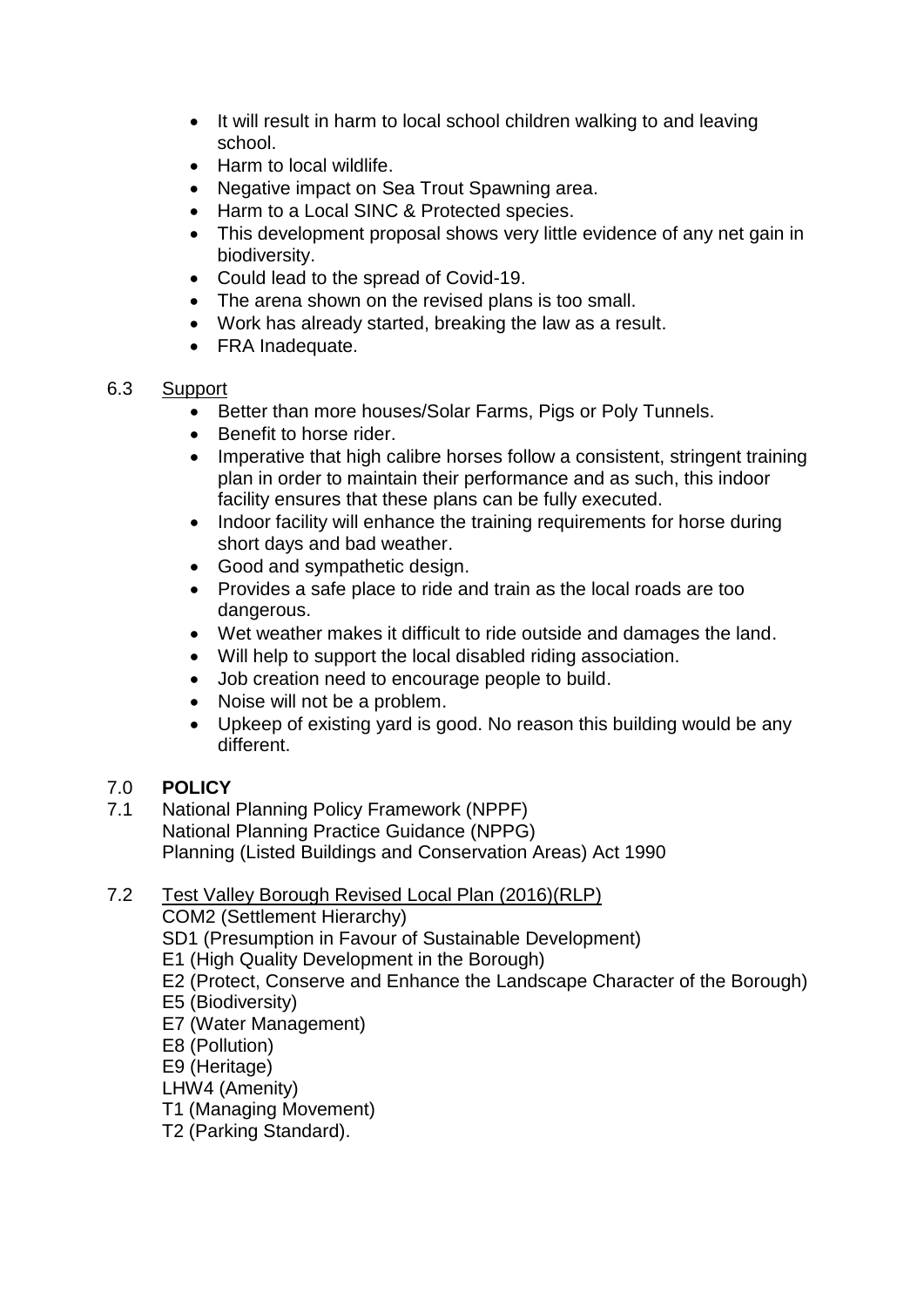- It will result in harm to local school children walking to and leaving school.
- Harm to local wildlife.
- Negative impact on Sea Trout Spawning area.
- Harm to a Local SINC & Protected species.
- This development proposal shows very little evidence of any net gain in biodiversity.
- Could lead to the spread of Covid-19.
- The arena shown on the revised plans is too small.
- Work has already started, breaking the law as a result.
- FRA Inadequate.

6.3 Support

- Better than more houses/Solar Farms, Pigs or Poly Tunnels.
- Benefit to horse rider.
- Imperative that high calibre horses follow a consistent, stringent training plan in order to maintain their performance and as such, this indoor facility ensures that these plans can be fully executed.
- Indoor facility will enhance the training requirements for horse during short days and bad weather.
- Good and sympathetic design.
- Provides a safe place to ride and train as the local roads are too dangerous.
- Wet weather makes it difficult to ride outside and damages the land.
- Will help to support the local disabled riding association.
- Job creation need to encourage people to build.
- Noise will not be a problem.
- Upkeep of existing yard is good. No reason this building would be any different.

## 7.0 **POLICY**

7.1 National Planning Policy Framework (NPPF)
National Planning Practice Guidance (NPPG)
Planning (Listed Buildings and Conservation Areas) Act 1990

7.2 Test Valley Borough Revised Local Plan (2016)(RLP)
COM2 (Settlement Hierarchy)
SD1 (Presumption in Favour of Sustainable Development)
E1 (High Quality Development in the Borough)
E2 (Protect, Conserve and Enhance the Landscape Character of the Borough)
E5 (Biodiversity)
E7 (Water Management)
E8 (Pollution)
E9 (Heritage)
LHW4 (Amenity)
T1 (Managing Movement)
T2 (Parking Standard).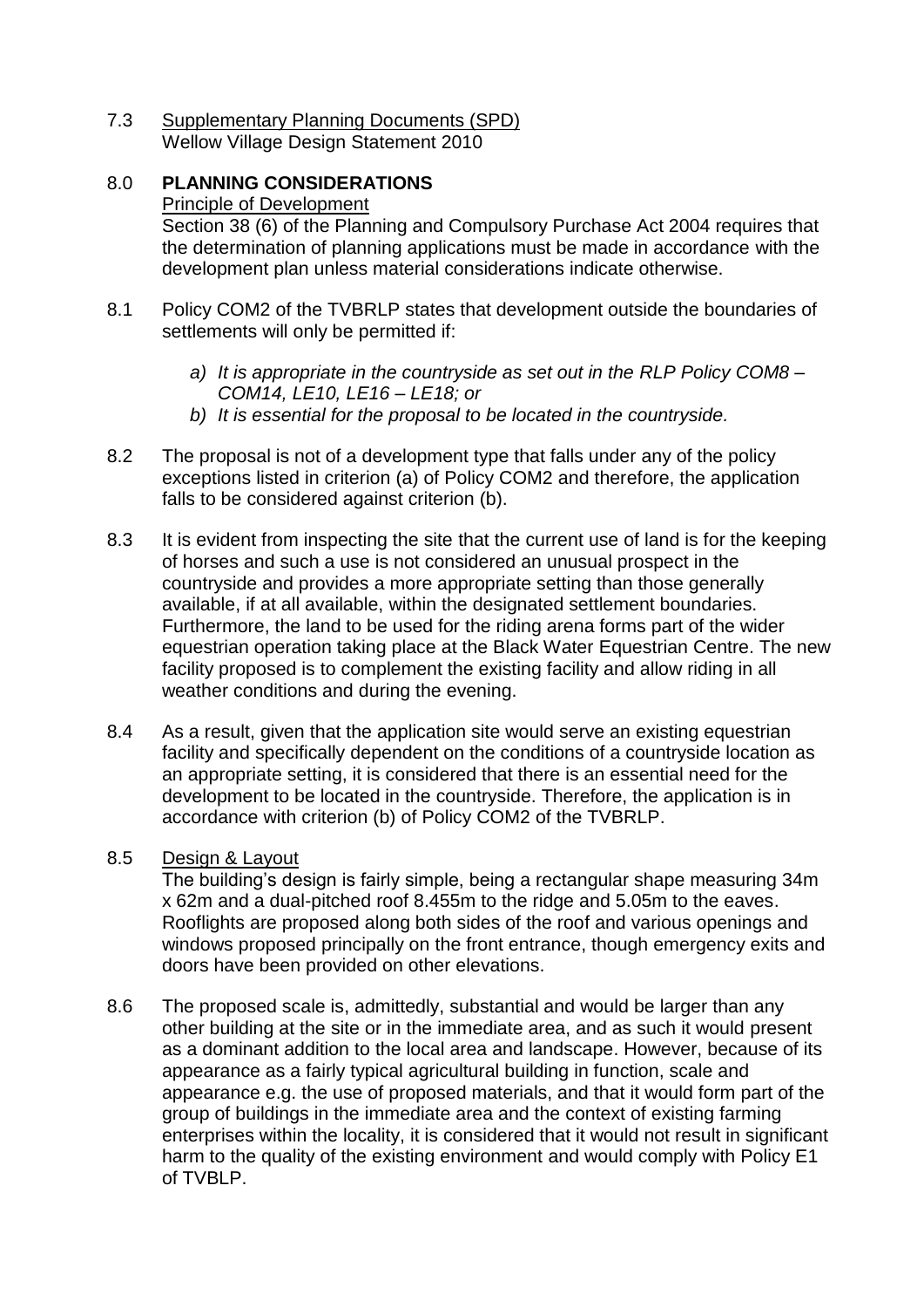7.3 Supplementary Planning Documents (SPD)
Wellow Village Design Statement 2010

## 8.0 PLANNING CONSIDERATIONS

Principle of Development

Section 38 (6) of the Planning and Compulsory Purchase Act 2004 requires that the determination of planning applications must be made in accordance with the development plan unless material considerations indicate otherwise.

8.1 Policy COM2 of the TVBRLP states that development outside the boundaries of settlements will only be permitted if:

- *a) It is appropriate in the countryside as set out in the RLP Policy COM8 – COM14, LE10, LE16 – LE18; or*
- *b) It is essential for the proposal to be located in the countryside.*

8.2 The proposal is not of a development type that falls under any of the policy exceptions listed in criterion (a) of Policy COM2 and therefore, the application falls to be considered against criterion (b).

8.3 It is evident from inspecting the site that the current use of land is for the keeping of horses and such a use is not considered an unusual prospect in the countryside and provides a more appropriate setting than those generally available, if at all available, within the designated settlement boundaries. Furthermore, the land to be used for the riding arena forms part of the wider equestrian operation taking place at the Black Water Equestrian Centre. The new facility proposed is to complement the existing facility and allow riding in all weather conditions and during the evening.

8.4 As a result, given that the application site would serve an existing equestrian facility and specifically dependent on the conditions of a countryside location as an appropriate setting, it is considered that there is an essential need for the development to be located in the countryside. Therefore, the application is in accordance with criterion (b) of Policy COM2 of the TVBRLP.

8.5 Design & Layout

The building's design is fairly simple, being a rectangular shape measuring 34m x 62m and a dual-pitched roof 8.455m to the ridge and 5.05m to the eaves. Rooflights are proposed along both sides of the roof and various openings and windows proposed principally on the front entrance, though emergency exits and doors have been provided on other elevations.

8.6 The proposed scale is, admittedly, substantial and would be larger than any other building at the site or in the immediate area, and as such it would present as a dominant addition to the local area and landscape. However, because of its appearance as a fairly typical agricultural building in function, scale and appearance e.g. the use of proposed materials, and that it would form part of the group of buildings in the immediate area and the context of existing farming enterprises within the locality, it is considered that it would not result in significant harm to the quality of the existing environment and would comply with Policy E1 of TVBLP.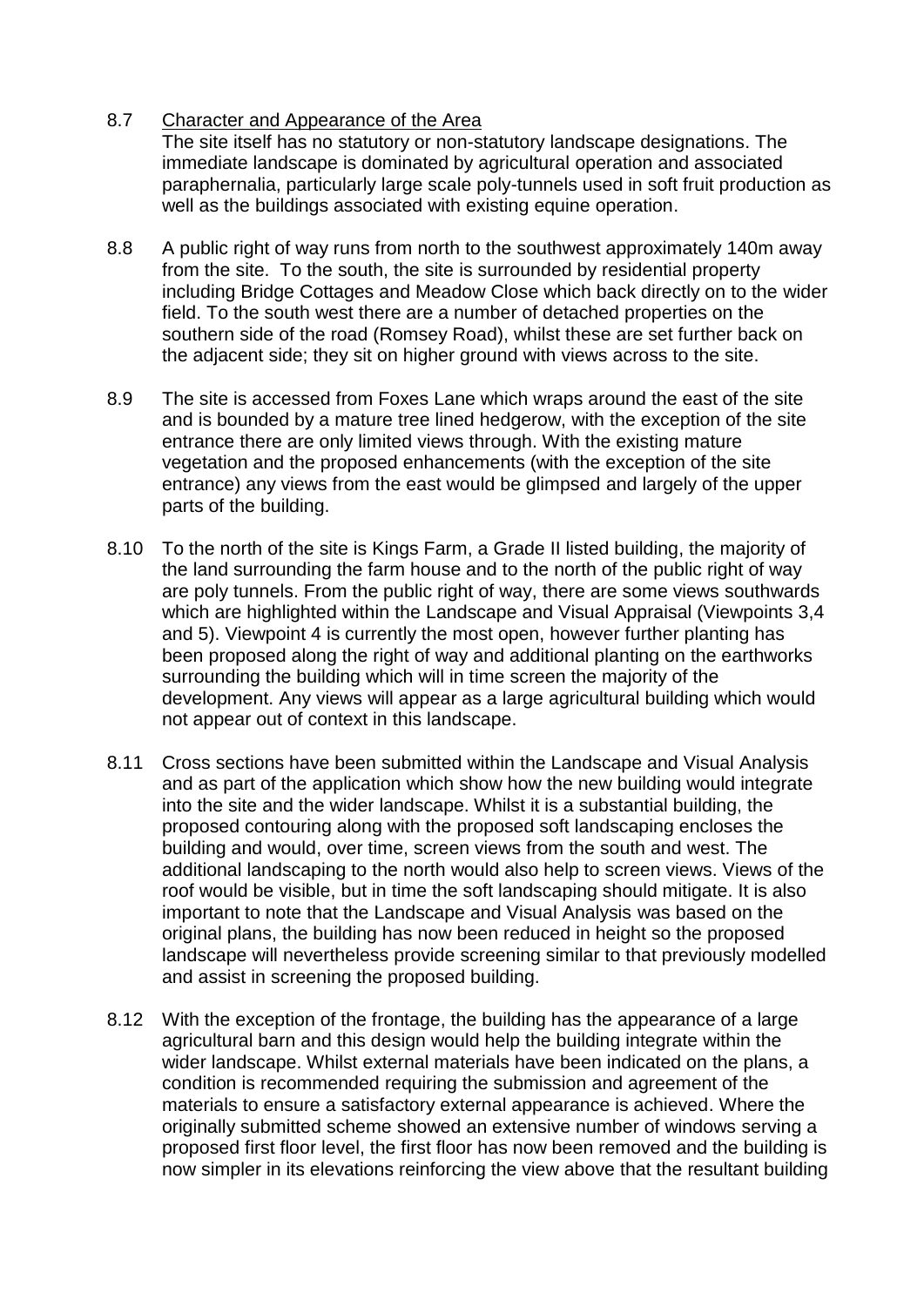8.7 Character and Appearance of the Area

The site itself has no statutory or non-statutory landscape designations. The immediate landscape is dominated by agricultural operation and associated paraphernalia, particularly large scale poly-tunnels used in soft fruit production as well as the buildings associated with existing equine operation.

8.8 A public right of way runs from north to the southwest approximately 140m away from the site. To the south, the site is surrounded by residential property including Bridge Cottages and Meadow Close which back directly on to the wider field. To the south west there are a number of detached properties on the southern side of the road (Romsey Road), whilst these are set further back on the adjacent side; they sit on higher ground with views across to the site.

8.9 The site is accessed from Foxes Lane which wraps around the east of the site and is bounded by a mature tree lined hedgerow, with the exception of the site entrance there are only limited views through. With the existing mature vegetation and the proposed enhancements (with the exception of the site entrance) any views from the east would be glimpsed and largely of the upper parts of the building.

8.10 To the north of the site is Kings Farm, a Grade II listed building, the majority of the land surrounding the farm house and to the north of the public right of way are poly tunnels. From the public right of way, there are some views southwards which are highlighted within the Landscape and Visual Appraisal (Viewpoints 3,4 and 5). Viewpoint 4 is currently the most open, however further planting has been proposed along the right of way and additional planting on the earthworks surrounding the building which will in time screen the majority of the development. Any views will appear as a large agricultural building which would not appear out of context in this landscape.

8.11 Cross sections have been submitted within the Landscape and Visual Analysis and as part of the application which show how the new building would integrate into the site and the wider landscape. Whilst it is a substantial building, the proposed contouring along with the proposed soft landscaping encloses the building and would, over time, screen views from the south and west. The additional landscaping to the north would also help to screen views. Views of the roof would be visible, but in time the soft landscaping should mitigate. It is also important to note that the Landscape and Visual Analysis was based on the original plans, the building has now been reduced in height so the proposed landscape will nevertheless provide screening similar to that previously modelled and assist in screening the proposed building.

8.12 With the exception of the frontage, the building has the appearance of a large agricultural barn and this design would help the building integrate within the wider landscape. Whilst external materials have been indicated on the plans, a condition is recommended requiring the submission and agreement of the materials to ensure a satisfactory external appearance is achieved. Where the originally submitted scheme showed an extensive number of windows serving a proposed first floor level, the first floor has now been removed and the building is now simpler in its elevations reinforcing the view above that the resultant building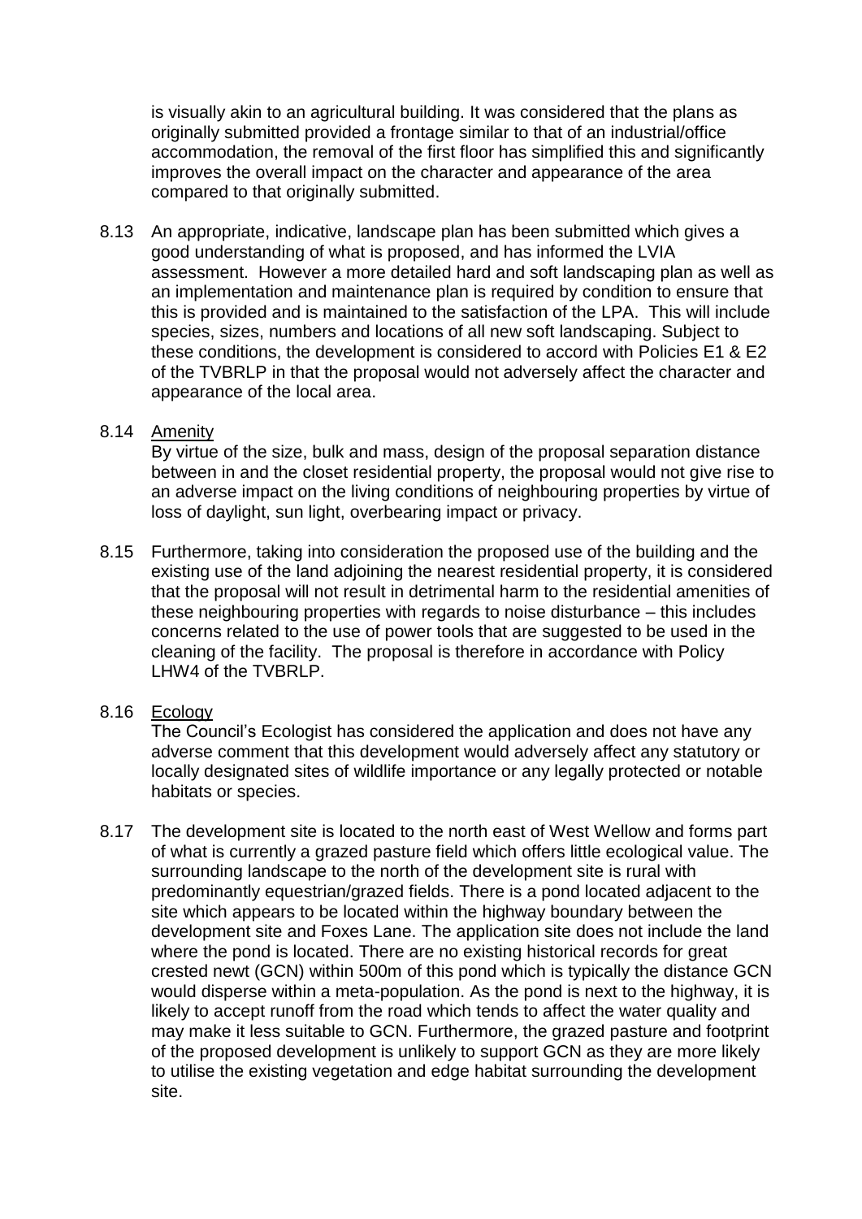is visually akin to an agricultural building. It was considered that the plans as originally submitted provided a frontage similar to that of an industrial/office accommodation, the removal of the first floor has simplified this and significantly improves the overall impact on the character and appearance of the area compared to that originally submitted.

8.13 An appropriate, indicative, landscape plan has been submitted which gives a good understanding of what is proposed, and has informed the LVIA assessment. However a more detailed hard and soft landscaping plan as well as an implementation and maintenance plan is required by condition to ensure that this is provided and is maintained to the satisfaction of the LPA. This will include species, sizes, numbers and locations of all new soft landscaping. Subject to these conditions, the development is considered to accord with Policies E1 & E2 of the TVBRLP in that the proposal would not adversely affect the character and appearance of the local area.

8.14 Amenity

By virtue of the size, bulk and mass, design of the proposal separation distance between in and the closet residential property, the proposal would not give rise to an adverse impact on the living conditions of neighbouring properties by virtue of loss of daylight, sun light, overbearing impact or privacy.

8.15 Furthermore, taking into consideration the proposed use of the building and the existing use of the land adjoining the nearest residential property, it is considered that the proposal will not result in detrimental harm to the residential amenities of these neighbouring properties with regards to noise disturbance – this includes concerns related to the use of power tools that are suggested to be used in the cleaning of the facility. The proposal is therefore in accordance with Policy LHW4 of the TVBRLP.

8.16 Ecology

The Council's Ecologist has considered the application and does not have any adverse comment that this development would adversely affect any statutory or locally designated sites of wildlife importance or any legally protected or notable habitats or species.

8.17 The development site is located to the north east of West Wellow and forms part of what is currently a grazed pasture field which offers little ecological value. The surrounding landscape to the north of the development site is rural with predominantly equestrian/grazed fields. There is a pond located adjacent to the site which appears to be located within the highway boundary between the development site and Foxes Lane. The application site does not include the land where the pond is located. There are no existing historical records for great crested newt (GCN) within 500m of this pond which is typically the distance GCN would disperse within a meta-population. As the pond is next to the highway, it is likely to accept runoff from the road which tends to affect the water quality and may make it less suitable to GCN. Furthermore, the grazed pasture and footprint of the proposed development is unlikely to support GCN as they are more likely to utilise the existing vegetation and edge habitat surrounding the development site.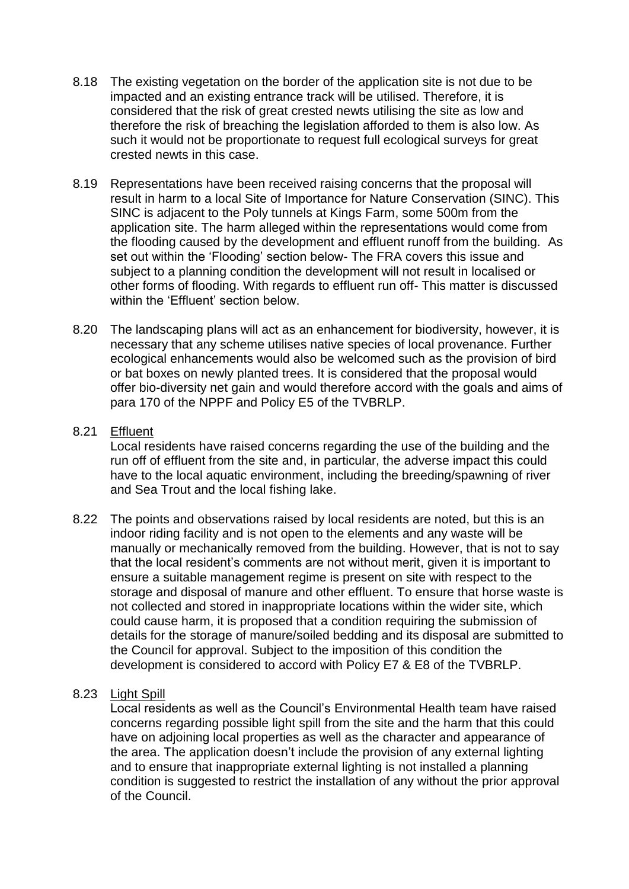8.18 The existing vegetation on the border of the application site is not due to be impacted and an existing entrance track will be utilised. Therefore, it is considered that the risk of great crested newts utilising the site as low and therefore the risk of breaching the legislation afforded to them is also low. As such it would not be proportionate to request full ecological surveys for great crested newts in this case.

8.19 Representations have been received raising concerns that the proposal will result in harm to a local Site of Importance for Nature Conservation (SINC). This SINC is adjacent to the Poly tunnels at Kings Farm, some 500m from the application site. The harm alleged within the representations would come from the flooding caused by the development and effluent runoff from the building. As set out within the 'Flooding' section below- The FRA covers this issue and subject to a planning condition the development will not result in localised or other forms of flooding. With regards to effluent run off- This matter is discussed within the 'Effluent' section below.

8.20 The landscaping plans will act as an enhancement for biodiversity, however, it is necessary that any scheme utilises native species of local provenance. Further ecological enhancements would also be welcomed such as the provision of bird or bat boxes on newly planted trees. It is considered that the proposal would offer bio-diversity net gain and would therefore accord with the goals and aims of para 170 of the NPPF and Policy E5 of the TVBRLP.

8.21 <u>Effluent</u>

Local residents have raised concerns regarding the use of the building and the run off of effluent from the site and, in particular, the adverse impact this could have to the local aquatic environment, including the breeding/spawning of river and Sea Trout and the local fishing lake.

8.22 The points and observations raised by local residents are noted, but this is an indoor riding facility and is not open to the elements and any waste will be manually or mechanically removed from the building. However, that is not to say that the local resident's comments are not without merit, given it is important to ensure a suitable management regime is present on site with respect to the storage and disposal of manure and other effluent. To ensure that horse waste is not collected and stored in inappropriate locations within the wider site, which could cause harm, it is proposed that a condition requiring the submission of details for the storage of manure/soiled bedding and its disposal are submitted to the Council for approval. Subject to the imposition of this condition the development is considered to accord with Policy E7 & E8 of the TVBRLP.

8.23 <u>Light Spill</u>

Local residents as well as the Council's Environmental Health team have raised concerns regarding possible light spill from the site and the harm that this could have on adjoining local properties as well as the character and appearance of the area. The application doesn't include the provision of any external lighting and to ensure that inappropriate external lighting is not installed a planning condition is suggested to restrict the installation of any without the prior approval of the Council.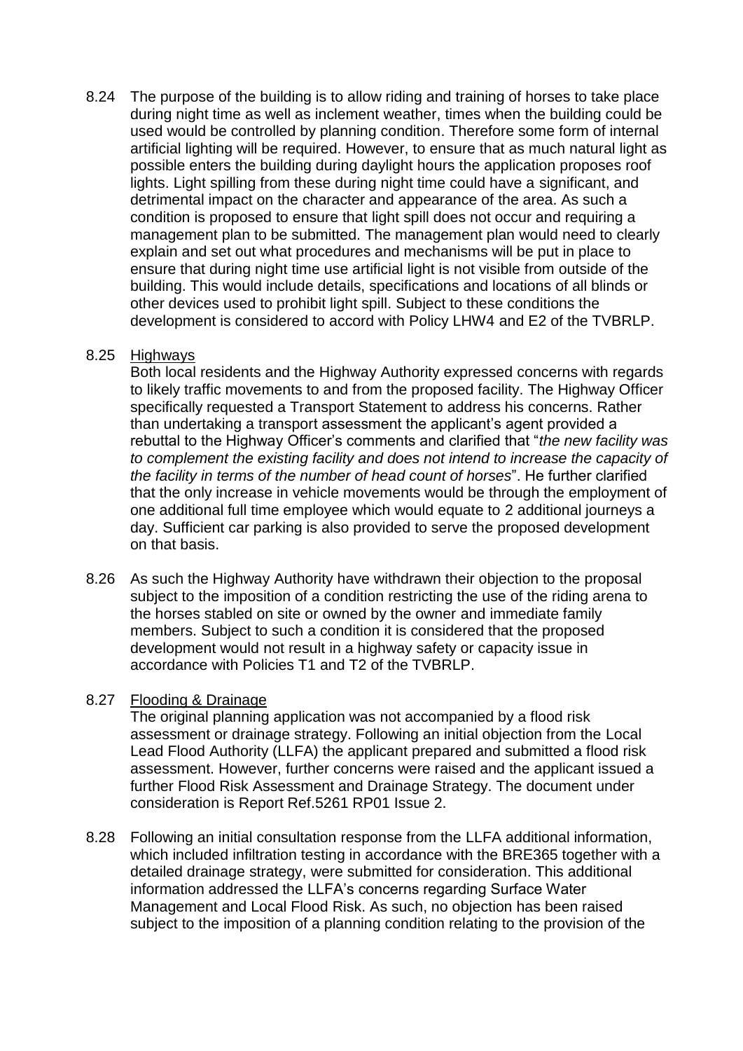8.24 The purpose of the building is to allow riding and training of horses to take place during night time as well as inclement weather, times when the building could be used would be controlled by planning condition. Therefore some form of internal artificial lighting will be required. However, to ensure that as much natural light as possible enters the building during daylight hours the application proposes roof lights. Light spilling from these during night time could have a significant, and detrimental impact on the character and appearance of the area. As such a condition is proposed to ensure that light spill does not occur and requiring a management plan to be submitted. The management plan would need to clearly explain and set out what procedures and mechanisms will be put in place to ensure that during night time use artificial light is not visible from outside of the building. This would include details, specifications and locations of all blinds or other devices used to prohibit light spill. Subject to these conditions the development is considered to accord with Policy LHW4 and E2 of the TVBRLP.

8.25 <u>Highways</u>
Both local residents and the Highway Authority expressed concerns with regards to likely traffic movements to and from the proposed facility. The Highway Officer specifically requested a Transport Statement to address his concerns. Rather than undertaking a transport assessment the applicant's agent provided a rebuttal to the Highway Officer's comments and clarified that "*the new facility was to complement the existing facility and does not intend to increase the capacity of the facility in terms of the number of head count of horses*". He further clarified that the only increase in vehicle movements would be through the employment of one additional full time employee which would equate to 2 additional journeys a day. Sufficient car parking is also provided to serve the proposed development on that basis.

8.26 As such the Highway Authority have withdrawn their objection to the proposal subject to the imposition of a condition restricting the use of the riding arena to the horses stabled on site or owned by the owner and immediate family members. Subject to such a condition it is considered that the proposed development would not result in a highway safety or capacity issue in accordance with Policies T1 and T2 of the TVBRLP.

8.27 <u>Flooding & Drainage</u>
The original planning application was not accompanied by a flood risk assessment or drainage strategy. Following an initial objection from the Local Lead Flood Authority (LLFA) the applicant prepared and submitted a flood risk assessment. However, further concerns were raised and the applicant issued a further Flood Risk Assessment and Drainage Strategy. The document under consideration is Report Ref.5261 RP01 Issue 2.

8.28 Following an initial consultation response from the LLFA additional information, which included infiltration testing in accordance with the BRE365 together with a detailed drainage strategy, were submitted for consideration. This additional information addressed the LLFA's concerns regarding Surface Water Management and Local Flood Risk. As such, no objection has been raised subject to the imposition of a planning condition relating to the provision of the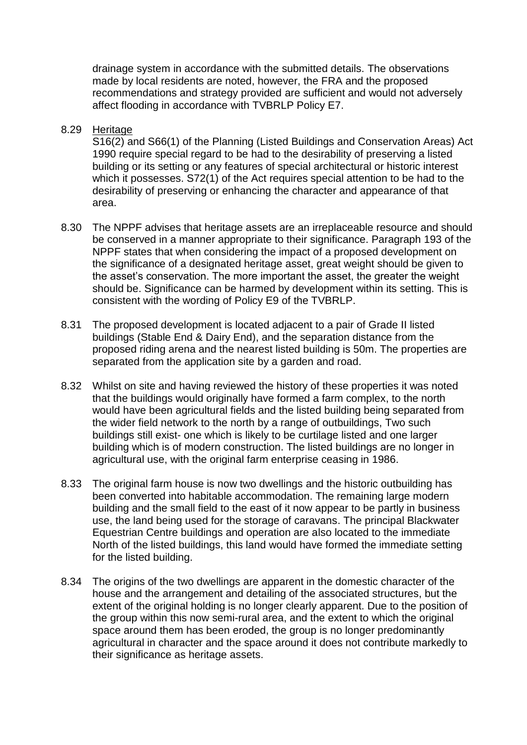drainage system in accordance with the submitted details. The observations made by local residents are noted, however, the FRA and the proposed recommendations and strategy provided are sufficient and would not adversely affect flooding in accordance with TVBRLP Policy E7.

8.29 Heritage

S16(2) and S66(1) of the Planning (Listed Buildings and Conservation Areas) Act 1990 require special regard to be had to the desirability of preserving a listed building or its setting or any features of special architectural or historic interest which it possesses. S72(1) of the Act requires special attention to be had to the desirability of preserving or enhancing the character and appearance of that area.

8.30 The NPPF advises that heritage assets are an irreplaceable resource and should be conserved in a manner appropriate to their significance. Paragraph 193 of the NPPF states that when considering the impact of a proposed development on the significance of a designated heritage asset, great weight should be given to the asset's conservation. The more important the asset, the greater the weight should be. Significance can be harmed by development within its setting. This is consistent with the wording of Policy E9 of the TVBRLP.

8.31 The proposed development is located adjacent to a pair of Grade II listed buildings (Stable End & Dairy End), and the separation distance from the proposed riding arena and the nearest listed building is 50m. The properties are separated from the application site by a garden and road.

8.32 Whilst on site and having reviewed the history of these properties it was noted that the buildings would originally have formed a farm complex, to the north would have been agricultural fields and the listed building being separated from the wider field network to the north by a range of outbuildings, Two such buildings still exist- one which is likely to be curtilage listed and one larger building which is of modern construction. The listed buildings are no longer in agricultural use, with the original farm enterprise ceasing in 1986.

8.33 The original farm house is now two dwellings and the historic outbuilding has been converted into habitable accommodation. The remaining large modern building and the small field to the east of it now appear to be partly in business use, the land being used for the storage of caravans. The principal Blackwater Equestrian Centre buildings and operation are also located to the immediate North of the listed buildings, this land would have formed the immediate setting for the listed building.

8.34 The origins of the two dwellings are apparent in the domestic character of the house and the arrangement and detailing of the associated structures, but the extent of the original holding is no longer clearly apparent. Due to the position of the group within this now semi-rural area, and the extent to which the original space around them has been eroded, the group is no longer predominantly agricultural in character and the space around it does not contribute markedly to their significance as heritage assets.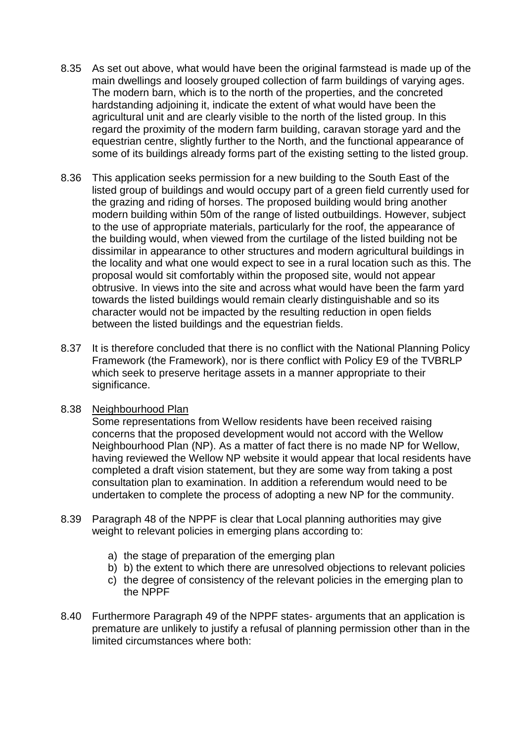8.35 As set out above, what would have been the original farmstead is made up of the main dwellings and loosely grouped collection of farm buildings of varying ages. The modern barn, which is to the north of the properties, and the concreted hardstanding adjoining it, indicate the extent of what would have been the agricultural unit and are clearly visible to the north of the listed group. In this regard the proximity of the modern farm building, caravan storage yard and the equestrian centre, slightly further to the North, and the functional appearance of some of its buildings already forms part of the existing setting to the listed group.

8.36 This application seeks permission for a new building to the South East of the listed group of buildings and would occupy part of a green field currently used for the grazing and riding of horses. The proposed building would bring another modern building within 50m of the range of listed outbuildings. However, subject to the use of appropriate materials, particularly for the roof, the appearance of the building would, when viewed from the curtilage of the listed building not be dissimilar in appearance to other structures and modern agricultural buildings in the locality and what one would expect to see in a rural location such as this. The proposal would sit comfortably within the proposed site, would not appear obtrusive. In views into the site and across what would have been the farm yard towards the listed buildings would remain clearly distinguishable and so its character would not be impacted by the resulting reduction in open fields between the listed buildings and the equestrian fields.

8.37 It is therefore concluded that there is no conflict with the National Planning Policy Framework (the Framework), nor is there conflict with Policy E9 of the TVBRLP which seek to preserve heritage assets in a manner appropriate to their significance.

8.38 <u>Neighbourhood Plan</u>

Some representations from Wellow residents have been received raising concerns that the proposed development would not accord with the Wellow Neighbourhood Plan (NP). As a matter of fact there is no made NP for Wellow, having reviewed the Wellow NP website it would appear that local residents have completed a draft vision statement, but they are some way from taking a post consultation plan to examination. In addition a referendum would need to be undertaken to complete the process of adopting a new NP for the community.

8.39 Paragraph 48 of the NPPF is clear that Local planning authorities may give weight to relevant policies in emerging plans according to:

a) the stage of preparation of the emerging plan
b) b) the extent to which there are unresolved objections to relevant policies
c) the degree of consistency of the relevant policies in the emerging plan to the NPPF

8.40 Furthermore Paragraph 49 of the NPPF states- arguments that an application is premature are unlikely to justify a refusal of planning permission other than in the limited circumstances where both: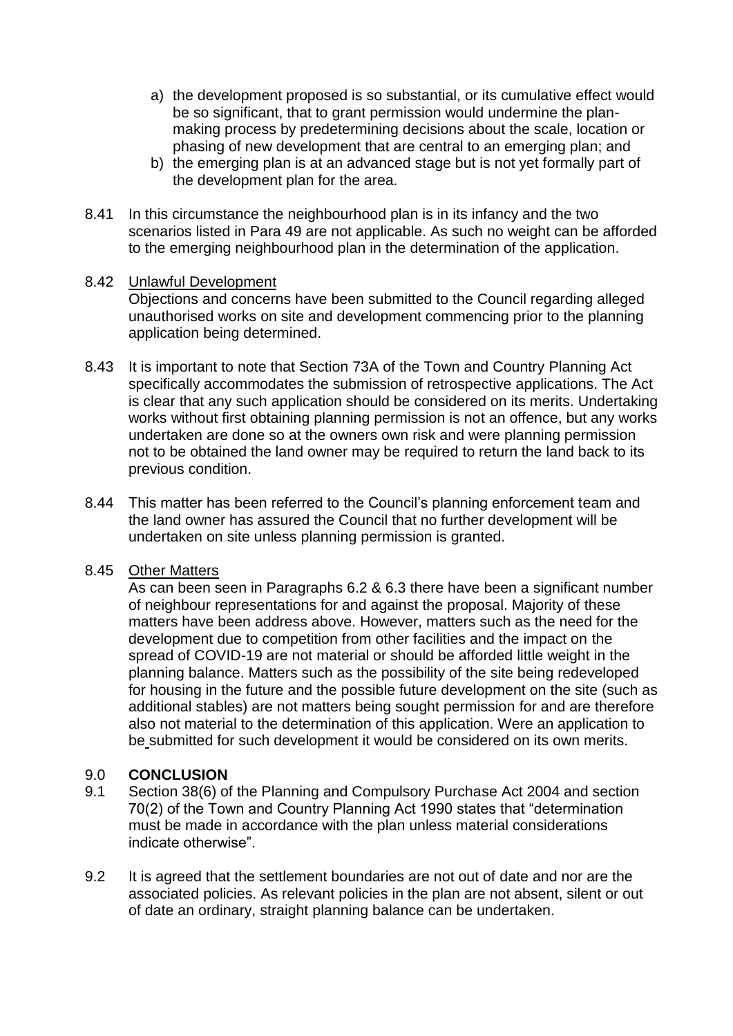a) the development proposed is so substantial, or its cumulative effect would be so significant, that to grant permission would undermine the plan-making process by predetermining decisions about the scale, location or phasing of new development that are central to an emerging plan; and
b) the emerging plan is at an advanced stage but is not yet formally part of the development plan for the area.

8.41 In this circumstance the neighbourhood plan is in its infancy and the two scenarios listed in Para 49 are not applicable. As such no weight can be afforded to the emerging neighbourhood plan in the determination of the application.

8.42 Unlawful Development
Objections and concerns have been submitted to the Council regarding alleged unauthorised works on site and development commencing prior to the planning application being determined.

8.43 It is important to note that Section 73A of the Town and Country Planning Act specifically accommodates the submission of retrospective applications. The Act is clear that any such application should be considered on its merits. Undertaking works without first obtaining planning permission is not an offence, but any works undertaken are done so at the owners own risk and were planning permission not to be obtained the land owner may be required to return the land back to its previous condition.

8.44 This matter has been referred to the Council's planning enforcement team and the land owner has assured the Council that no further development will be undertaken on site unless planning permission is granted.

8.45 Other Matters
As can been seen in Paragraphs 6.2 & 6.3 there have been a significant number of neighbour representations for and against the proposal. Majority of these matters have been address above. However, matters such as the need for the development due to competition from other facilities and the impact on the spread of COVID-19 are not material or should be afforded little weight in the planning balance. Matters such as the possibility of the site being redeveloped for housing in the future and the possible future development on the site (such as additional stables) are not matters being sought permission for and are therefore also not material to the determination of this application. Were an application to be submitted for such development it would be considered on its own merits.

## 9.0 CONCLUSION

9.1 Section 38(6) of the Planning and Compulsory Purchase Act 2004 and section 70(2) of the Town and Country Planning Act 1990 states that "determination must be made in accordance with the plan unless material considerations indicate otherwise".

9.2 It is agreed that the settlement boundaries are not out of date and nor are the associated policies. As relevant policies in the plan are not absent, silent or out of date an ordinary, straight planning balance can be undertaken.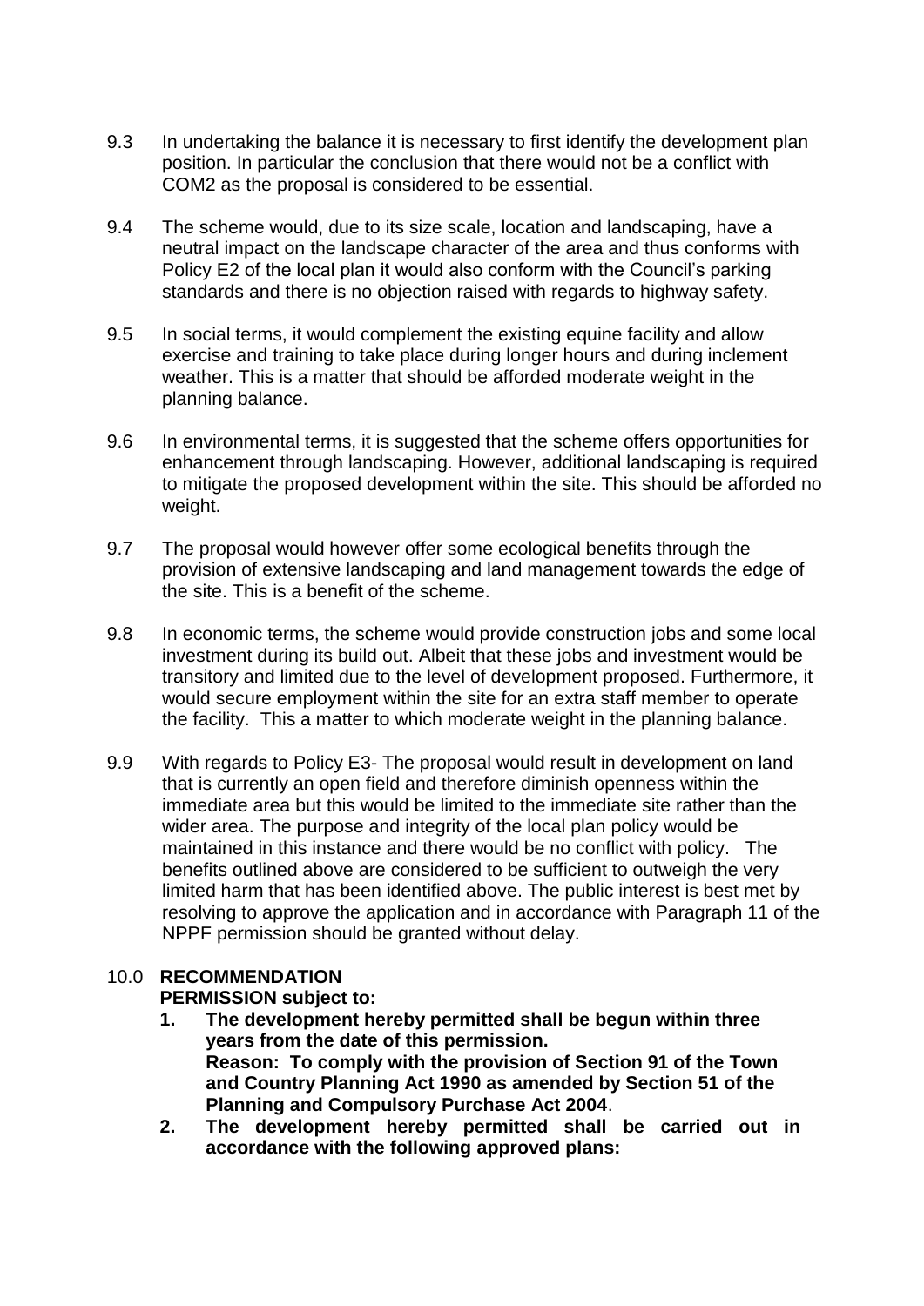9.3 In undertaking the balance it is necessary to first identify the development plan position. In particular the conclusion that there would not be a conflict with COM2 as the proposal is considered to be essential.

9.4 The scheme would, due to its size scale, location and landscaping, have a neutral impact on the landscape character of the area and thus conforms with Policy E2 of the local plan it would also conform with the Council's parking standards and there is no objection raised with regards to highway safety.

9.5 In social terms, it would complement the existing equine facility and allow exercise and training to take place during longer hours and during inclement weather. This is a matter that should be afforded moderate weight in the planning balance.

9.6 In environmental terms, it is suggested that the scheme offers opportunities for enhancement through landscaping. However, additional landscaping is required to mitigate the proposed development within the site. This should be afforded no weight.

9.7 The proposal would however offer some ecological benefits through the provision of extensive landscaping and land management towards the edge of the site. This is a benefit of the scheme.

9.8 In economic terms, the scheme would provide construction jobs and some local investment during its build out. Albeit that these jobs and investment would be transitory and limited due to the level of development proposed. Furthermore, it would secure employment within the site for an extra staff member to operate the facility. This a matter to which moderate weight in the planning balance.

9.9 With regards to Policy E3- The proposal would result in development on land that is currently an open field and therefore diminish openness within the immediate area but this would be limited to the immediate site rather than the wider area. The purpose and integrity of the local plan policy would be maintained in this instance and there would be no conflict with policy. The benefits outlined above are considered to be sufficient to outweigh the very limited harm that has been identified above. The public interest is best met by resolving to approve the application and in accordance with Paragraph 11 of the NPPF permission should be granted without delay.

## 10.0 RECOMMENDATION

**PERMISSION subject to:**

1. **The development hereby permitted shall be begun within three years from the date of this permission.**
   **Reason: To comply with the provision of Section 91 of the Town and Country Planning Act 1990 as amended by Section 51 of the Planning and Compulsory Purchase Act 2004**.
2. **The development hereby permitted shall be carried out in accordance with the following approved plans:**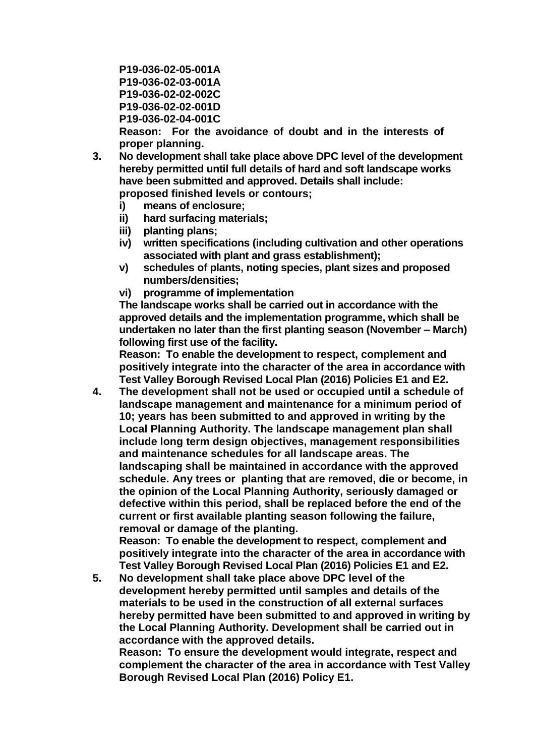**P19-036-02-05-001A**
**P19-036-02-03-001A**
**P19-036-02-02-002C**
**P19-036-02-02-001D**
**P19-036-02-04-001C**
**Reason: For the avoidance of doubt and in the interests of proper planning.**

3. **No development shall take place above DPC level of the development hereby permitted until full details of hard and soft landscape works have been submitted and approved. Details shall include: proposed finished levels or contours;**
   - **i) means of enclosure;**
   - **ii) hard surfacing materials;**
   - **iii) planting plans;**
   - **iv) written specifications (including cultivation and other operations associated with plant and grass establishment);**
   - **v) schedules of plants, noting species, plant sizes and proposed numbers/densities;**
   - **vi) programme of implementation**

   **The landscape works shall be carried out in accordance with the approved details and the implementation programme, which shall be undertaken no later than the first planting season (November – March) following first use of the facility.**
   **Reason: To enable the development to respect, complement and positively integrate into the character of the area in accordance with Test Valley Borough Revised Local Plan (2016) Policies E1 and E2.**

4. **The development shall not be used or occupied until a schedule of landscape management and maintenance for a minimum period of 10; years has been submitted to and approved in writing by the Local Planning Authority. The landscape management plan shall include long term design objectives, management responsibilities and maintenance schedules for all landscape areas. The landscaping shall be maintained in accordance with the approved schedule. Any trees or planting that are removed, die or become, in the opinion of the Local Planning Authority, seriously damaged or defective within this period, shall be replaced before the end of the current or first available planting season following the failure, removal or damage of the planting.**
   **Reason: To enable the development to respect, complement and positively integrate into the character of the area in accordance with Test Valley Borough Revised Local Plan (2016) Policies E1 and E2.**

5. **No development shall take place above DPC level of the development hereby permitted until samples and details of the materials to be used in the construction of all external surfaces hereby permitted have been submitted to and approved in writing by the Local Planning Authority. Development shall be carried out in accordance with the approved details.**
   **Reason: To ensure the development would integrate, respect and complement the character of the area in accordance with Test Valley Borough Revised Local Plan (2016) Policy E1.**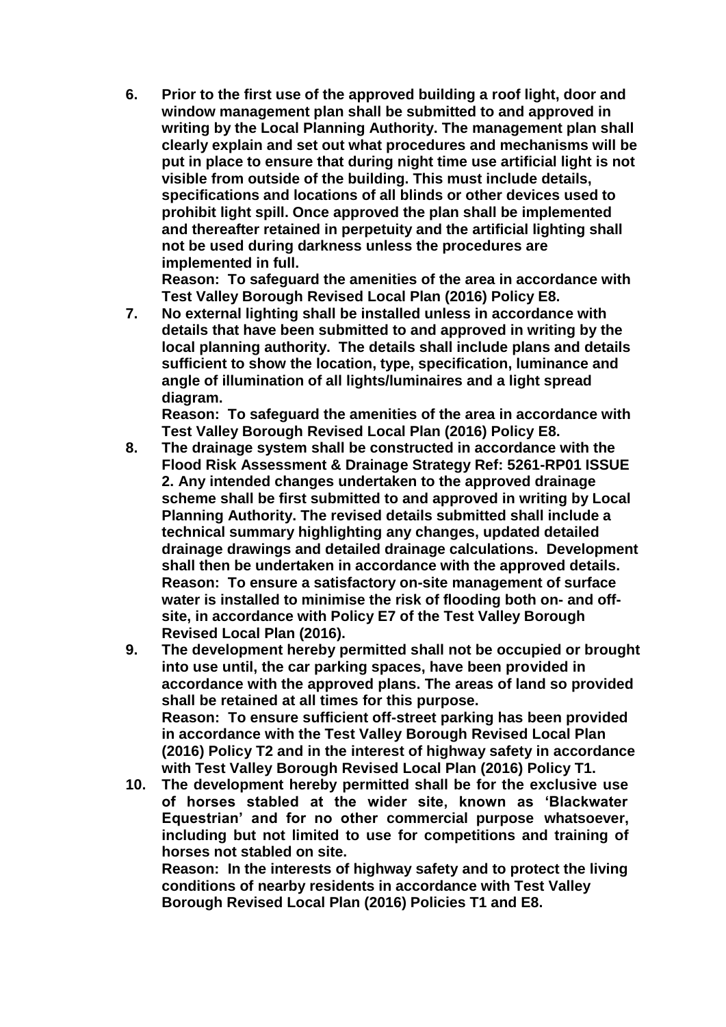6. **Prior to the first use of the approved building a roof light, door and window management plan shall be submitted to and approved in writing by the Local Planning Authority. The management plan shall clearly explain and set out what procedures and mechanisms will be put in place to ensure that during night time use artificial light is not visible from outside of the building. This must include details, specifications and locations of all blinds or other devices used to prohibit light spill. Once approved the plan shall be implemented and thereafter retained in perpetuity and the artificial lighting shall not be used during darkness unless the procedures are implemented in full.**
   **Reason: To safeguard the amenities of the area in accordance with Test Valley Borough Revised Local Plan (2016) Policy E8.**
7. **No external lighting shall be installed unless in accordance with details that have been submitted to and approved in writing by the local planning authority. The details shall include plans and details sufficient to show the location, type, specification, luminance and angle of illumination of all lights/luminaires and a light spread diagram.**
   **Reason: To safeguard the amenities of the area in accordance with Test Valley Borough Revised Local Plan (2016) Policy E8.**
8. **The drainage system shall be constructed in accordance with the Flood Risk Assessment & Drainage Strategy Ref: 5261-RP01 ISSUE 2. Any intended changes undertaken to the approved drainage scheme shall be first submitted to and approved in writing by Local Planning Authority. The revised details submitted shall include a technical summary highlighting any changes, updated detailed drainage drawings and detailed drainage calculations. Development shall then be undertaken in accordance with the approved details.**
   **Reason: To ensure a satisfactory on-site management of surface water is installed to minimise the risk of flooding both on- and off-site, in accordance with Policy E7 of the Test Valley Borough Revised Local Plan (2016).**
9. **The development hereby permitted shall not be occupied or brought into use until, the car parking spaces, have been provided in accordance with the approved plans. The areas of land so provided shall be retained at all times for this purpose.**
   **Reason: To ensure sufficient off-street parking has been provided in accordance with the Test Valley Borough Revised Local Plan (2016) Policy T2 and in the interest of highway safety in accordance with Test Valley Borough Revised Local Plan (2016) Policy T1.**
10. **The development hereby permitted shall be for the exclusive use of horses stabled at the wider site, known as 'Blackwater Equestrian' and for no other commercial purpose whatsoever, including but not limited to use for competitions and training of horses not stabled on site.**
    **Reason: In the interests of highway safety and to protect the living conditions of nearby residents in accordance with Test Valley Borough Revised Local Plan (2016) Policies T1 and E8.**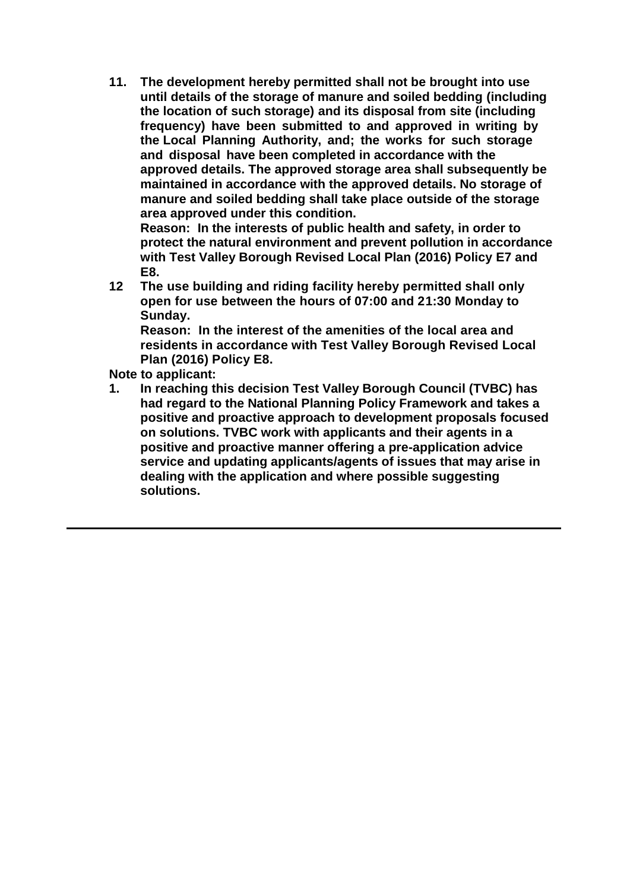11. **The development hereby permitted shall not be brought into use until details of the storage of manure and soiled bedding (including the location of such storage) and its disposal from site (including frequency) have been submitted to and approved in writing by the Local Planning Authority, and; the works for such storage and disposal have been completed in accordance with the approved details. The approved storage area shall subsequently be maintained in accordance with the approved details. No storage of manure and soiled bedding shall take place outside of the storage area approved under this condition.**
    **Reason: In the interests of public health and safety, in order to protect the natural environment and prevent pollution in accordance with Test Valley Borough Revised Local Plan (2016) Policy E7 and E8.**
12. **The use building and riding facility hereby permitted shall only open for use between the hours of 07:00 and 21:30 Monday to Sunday.**
    **Reason: In the interest of the amenities of the local area and residents in accordance with Test Valley Borough Revised Local Plan (2016) Policy E8.**

**Note to applicant:**

1. **In reaching this decision Test Valley Borough Council (TVBC) has had regard to the National Planning Policy Framework and takes a positive and proactive approach to development proposals focused on solutions. TVBC work with applicants and their agents in a positive and proactive manner offering a pre-application advice service and updating applicants/agents of issues that may arise in dealing with the application and where possible suggesting solutions.**

---